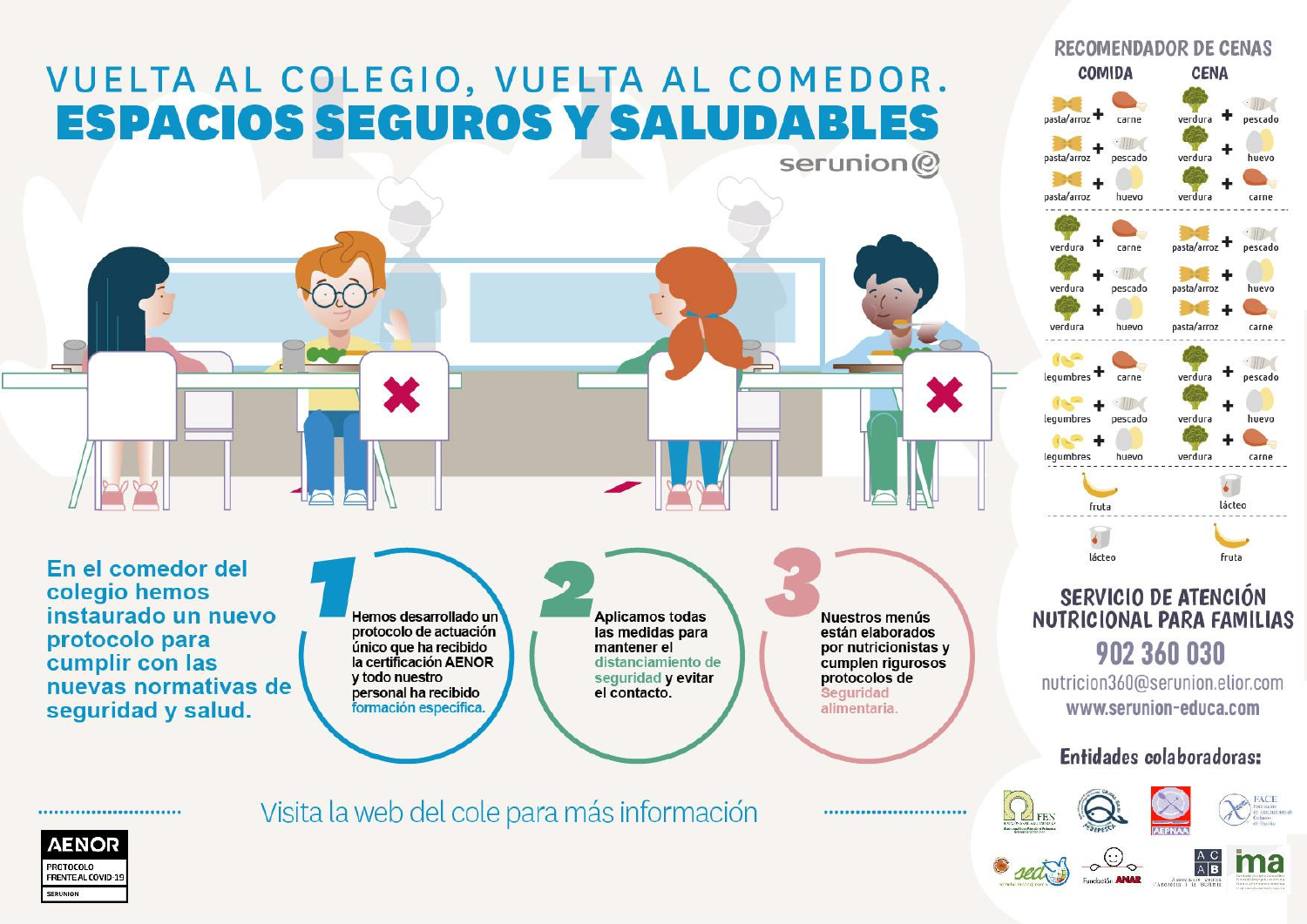# VUELTA AL COLEGIO, VUELTA AL COMEDOR.

# ESPACIOS SEGUROS Y SALUDABLES

serunion

**En el comedor del colegio hemos instaurado un nuevo protocolo para cumplir con las nuevas normativas de seguridad y salud.**

**1** Hemos desarrollado un protocolo de actuación único que ha recibido la certificación AENOR y todo nuestro personal ha recibido formación específica.

**2** Aplicamos todas las medidas para mantener el distanciamiento de seguridad y evitar el contacto.

**3** Nuestros menús están elaborados por nutricionistas y cumplen rigurosos protocolos de Seguridad alimentaria.

Visita la web del cole para más información

AENOR
PROTOCOLO FRENTE AL COVID-19
SERUNION

## RECOMENDADOR DE CENAS

| COMIDA | CENA |
|---|---|
| pasta/arroz + carne | verdura + pescado |
| pasta/arroz + pescado | verdura + huevo |
| pasta/arroz + huevo | verdura + carne |
| verdura + carne | pasta/arroz + pescado |
| verdura + pescado | pasta/arroz + huevo |
| verdura + huevo | pasta/arroz + carne |
| legumbres + carne | verdura + pescado |
| legumbres + pescado | verdura + huevo |
| legumbres + huevo | verdura + carne |
| fruta | lácteo |
| lácteo | fruta |

## SERVICIO DE ATENCIÓN NUTRICIONAL PARA FAMILIAS

902 360 030

nutricion360@serunion.elior.com

www.serunion-educa.com

**Entidades colaboradoras:**

FEN, FESPESCA, AEPNAA, FACE, SEDCA, Fundación ANAR, ACAB, ima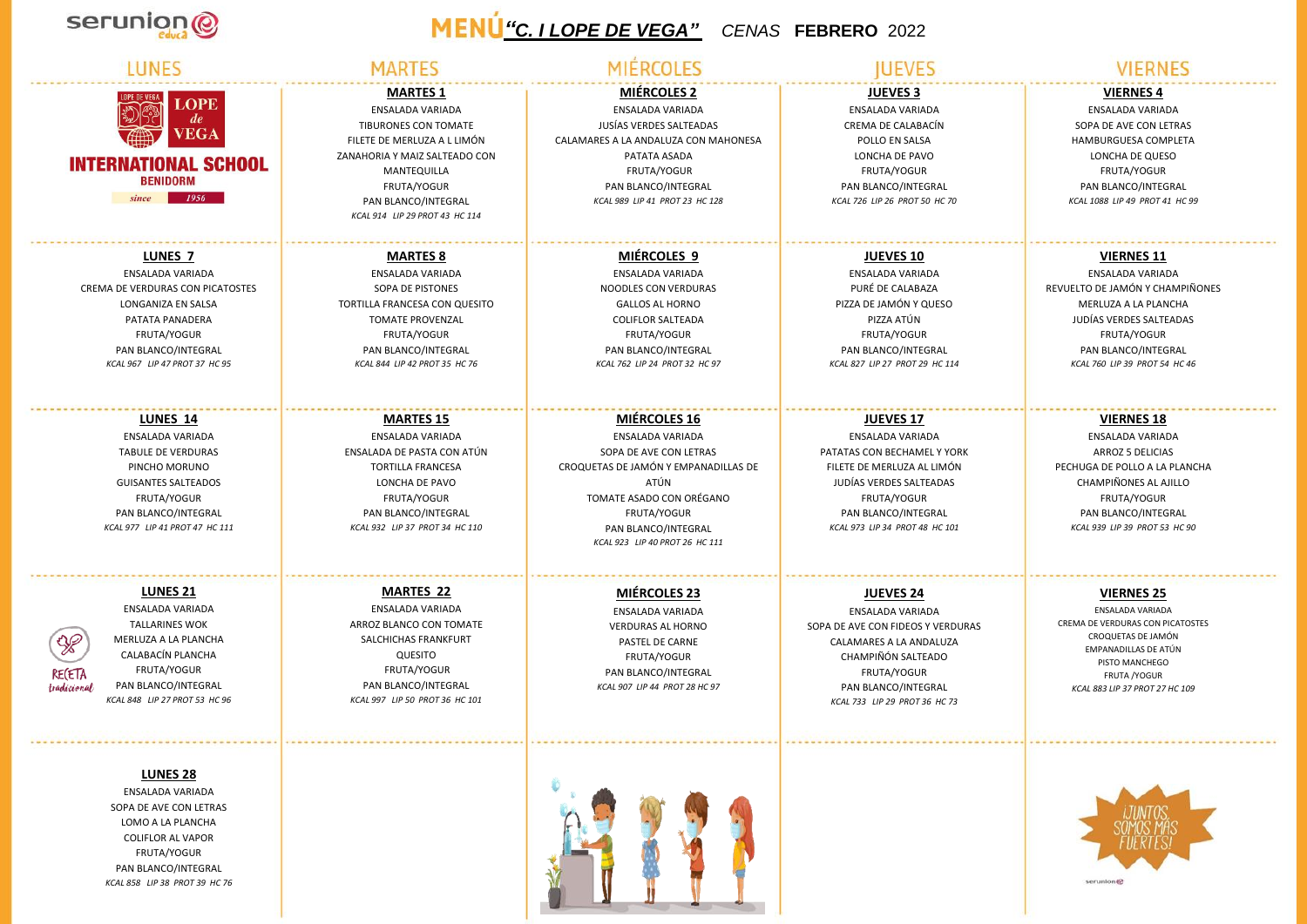# MENÚ *"C. I LOPE DE VEGA"* CENAS **FEBRERO** 2022

| LUNES | MARTES | MIÉRCOLES | JUEVES | VIERNES |
|---|---|---|---|---|
| | **MARTES 1**<br>ENSALADA VARIADA<br>TIBURONES CON TOMATE<br>FILETE DE MERLUZA A L LIMÓN<br>ZANAHORIA Y MAIZ SALTEADO CON MANTEQUILLA<br>FRUTA/YOGUR<br>PAN BLANCO/INTEGRAL<br>*KCAL 914 LIP 29 PROT 43 HC 114* | **MIÉRCOLES 2**<br>ENSALADA VARIADA<br>JUSÍAS VERDES SALTEADAS<br>CALAMARES A LA ANDALUZA CON MAHONESA<br>PATATA ASADA<br>FRUTA/YOGUR<br>PAN BLANCO/INTEGRAL<br>*KCAL 989 LIP 41 PROT 23 HC 128* | **JUEVES 3**<br>ENSALADA VARIADA<br>CREMA DE CALABACÍN<br>POLLO EN SALSA<br>LONCHA DE PAVO<br>FRUTA/YOGUR<br>PAN BLANCO/INTEGRAL<br>*KCAL 726 LIP 26 PROT 50 HC 70* | **VIERNES 4**<br>ENSALADA VARIADA<br>SOPA DE AVE CON LETRAS<br>HAMBURGUESA COMPLETA<br>LONCHA DE QUESO<br>FRUTA/YOGUR<br>PAN BLANCO/INTEGRAL<br>*KCAL 1088 LIP 49 PROT 41 HC 99* |
| **LUNES 7**<br>ENSALADA VARIADA<br>CREMA DE VERDURAS CON PICATOSTES<br>LONGANIZA EN SALSA<br>PATATA PANADERA<br>FRUTA/YOGUR<br>PAN BLANCO/INTEGRAL<br>*KCAL 967 LIP 47 PROT 37 HC 95* | **MARTES 8**<br>ENSALADA VARIADA<br>SOPA DE PISTONES<br>TORTILLA FRANCESA CON QUESITO<br>TOMATE PROVENZAL<br>FRUTA/YOGUR<br>PAN BLANCO/INTEGRAL<br>*KCAL 844 LIP 42 PROT 35 HC 76* | **MIÉRCOLES 9**<br>ENSALADA VARIADA<br>NOODLES CON VERDURAS<br>GALLOS AL HORNO<br>COLIFLOR SALTEADA<br>FRUTA/YOGUR<br>PAN BLANCO/INTEGRAL<br>*KCAL 762 LIP 24 PROT 32 HC 97* | **JUEVES 10**<br>ENSALADA VARIADA<br>PURÉ DE CALABAZA<br>PIZZA DE JAMÓN Y QUESO<br>PIZZA ATÚN<br>FRUTA/YOGUR<br>PAN BLANCO/INTEGRAL<br>*KCAL 827 LIP 27 PROT 29 HC 114* | **VIERNES 11**<br>ENSALADA VARIADA<br>REVUELTO DE JAMÓN Y CHAMPIÑONES<br>MERLUZA A LA PLANCHA<br>JUDÍAS VERDES SALTEADAS<br>FRUTA/YOGUR<br>PAN BLANCO/INTEGRAL<br>*KCAL 760 LIP 39 PROT 54 HC 46* |
| **LUNES 14**<br>ENSALADA VARIADA<br>TABULE DE VERDURAS<br>PINCHO MORUNO<br>GUISANTES SALTEADOS<br>FRUTA/YOGUR<br>PAN BLANCO/INTEGRAL<br>*KCAL 977 LIP 41 PROT 47 HC 111* | **MARTES 15**<br>ENSALADA VARIADA<br>ENSALADA DE PASTA CON ATÚN<br>TORTILLA FRANCESA<br>LONCHA DE PAVO<br>FRUTA/YOGUR<br>PAN BLANCO/INTEGRAL<br>*KCAL 932 LIP 37 PROT 34 HC 110* | **MIÉRCOLES 16**<br>ENSALADA VARIADA<br>SOPA DE AVE CON LETRAS<br>CROQUETAS DE JAMÓN Y EMPANADILLAS DE ATÚN<br>TOMATE ASADO CON ORÉGANO<br>FRUTA/YOGUR<br>PAN BLANCO/INTEGRAL<br>*KCAL 923 LIP 40 PROT 26 HC 111* | **JUEVES 17**<br>ENSALADA VARIADA<br>PATATAS CON BECHAMEL Y YORK<br>FILETE DE MERLUZA AL LIMÓN<br>JUDÍAS VERDES SALTEADAS<br>FRUTA/YOGUR<br>PAN BLANCO/INTEGRAL<br>*KCAL 973 LIP 34 PROT 48 HC 101* | **VIERNES 18**<br>ENSALADA VARIADA<br>ARROZ 5 DELICIAS<br>PECHUGA DE POLLO A LA PLANCHA<br>CHAMPIÑONES AL AJILLO<br>FRUTA/YOGUR<br>PAN BLANCO/INTEGRAL<br>*KCAL 939 LIP 39 PROT 53 HC 90* |
| **LUNES 21**<br>ENSALADA VARIADA<br>TALLARINES WOK<br>MERLUZA A LA PLANCHA<br>CALABACÍN PLANCHA<br>FRUTA/YOGUR<br>PAN BLANCO/INTEGRAL<br>*KCAL 848 LIP 27 PROT 53 HC 96* | **MARTES 22**<br>ENSALADA VARIADA<br>ARROZ BLANCO CON TOMATE<br>SALCHICHAS FRANKFURT<br>QUESITO<br>FRUTA/YOGUR<br>PAN BLANCO/INTEGRAL<br>*KCAL 997 LIP 50 PROT 36 HC 101* | **MIÉRCOLES 23**<br>ENSALADA VARIADA<br>VERDURAS AL HORNO<br>PASTEL DE CARNE<br>FRUTA/YOGUR<br>PAN BLANCO/INTEGRAL<br>*KCAL 907 LIP 44 PROT 28 HC 97* | **JUEVES 24**<br>ENSALADA VARIADA<br>SOPA DE AVE CON FIDEOS Y VERDURAS<br>CALAMARES A LA ANDALUZA<br>CHAMPIÑÓN SALTEADO<br>FRUTA/YOGUR<br>PAN BLANCO/INTEGRAL<br>*KCAL 733 LIP 29 PROT 36 HC 73* | **VIERNES 25**<br>ENSALADA VARIADA<br>CREMA DE VERDURAS CON PICATOSTES<br>CROQUETAS DE JAMÓN<br>EMPANADILLAS DE ATÚN<br>PISTO MANCHEGO<br>FRUTA /YOGUR<br>*KCAL 883 LIP 37 PROT 27 HC 109* |
| **LUNES 28**<br>ENSALADA VARIADA<br>SOPA DE AVE CON LETRAS<br>LOMO A LA PLANCHA<br>COLIFLOR AL VAPOR<br>FRUTA/YOGUR<br>PAN BLANCO/INTEGRAL<br>*KCAL 858 LIP 38 PROT 39 HC 76* | | | | |

LOPE de VEGA INTERNATIONAL SCHOOL BENIDORM since 1956

RECETA tradicional

¡JUNTOS, SOMOS MÁS FUERTES!